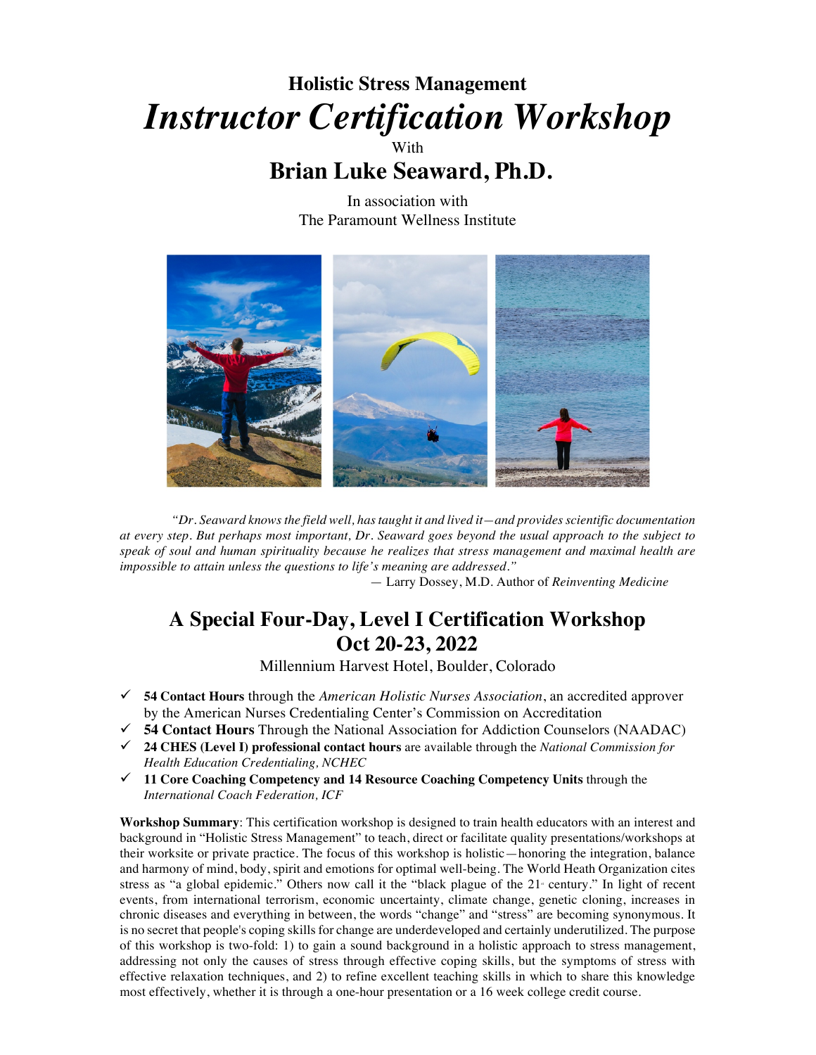# Holistic Stress Management

# *Instructor Certification Workshop*

With

## Brian Luke Seaward, Ph.D.

In association with
The Paramount Wellness Institute

*"Dr. Seaward knows the field well, has taught it and lived it—and provides scientific documentation at every step. But perhaps most important, Dr. Seaward goes beyond the usual approach to the subject to speak of soul and human spirituality because he realizes that stress management and maximal health are impossible to attain unless the questions to life's meaning are addressed."*

— Larry Dossey, M.D. Author of *Reinventing Medicine*

## A Special Four-Day, Level I Certification Workshop
## Oct 20-23, 2022

Millennium Harvest Hotel, Boulder, Colorado

- ✓ **54 Contact Hours** through the *American Holistic Nurses Association*, an accredited approver by the American Nurses Credentialing Center's Commission on Accreditation
- ✓ **54 Contact Hours** Through the National Association for Addiction Counselors (NAADAC)
- ✓ **24 CHES (Level I) professional contact hours** are available through the *National Commission for Health Education Credentialing, NCHEC*
- ✓ **11 Core Coaching Competency and 14 Resource Coaching Competency Units** through the *International Coach Federation, ICF*

**Workshop Summary**: This certification workshop is designed to train health educators with an interest and background in "Holistic Stress Management" to teach, direct or facilitate quality presentations/workshops at their worksite or private practice. The focus of this workshop is holistic—honoring the integration, balance and harmony of mind, body, spirit and emotions for optimal well-being. The World Heath Organization cites stress as "a global epidemic." Others now call it the "black plague of the 21st century." In light of recent events, from international terrorism, economic uncertainty, climate change, genetic cloning, increases in chronic diseases and everything in between, the words "change" and "stress" are becoming synonymous. It is no secret that people's coping skills for change are underdeveloped and certainly underutilized. The purpose of this workshop is two-fold: 1) to gain a sound background in a holistic approach to stress management, addressing not only the causes of stress through effective coping skills, but the symptoms of stress with effective relaxation techniques, and 2) to refine excellent teaching skills in which to share this knowledge most effectively, whether it is through a one-hour presentation or a 16 week college credit course.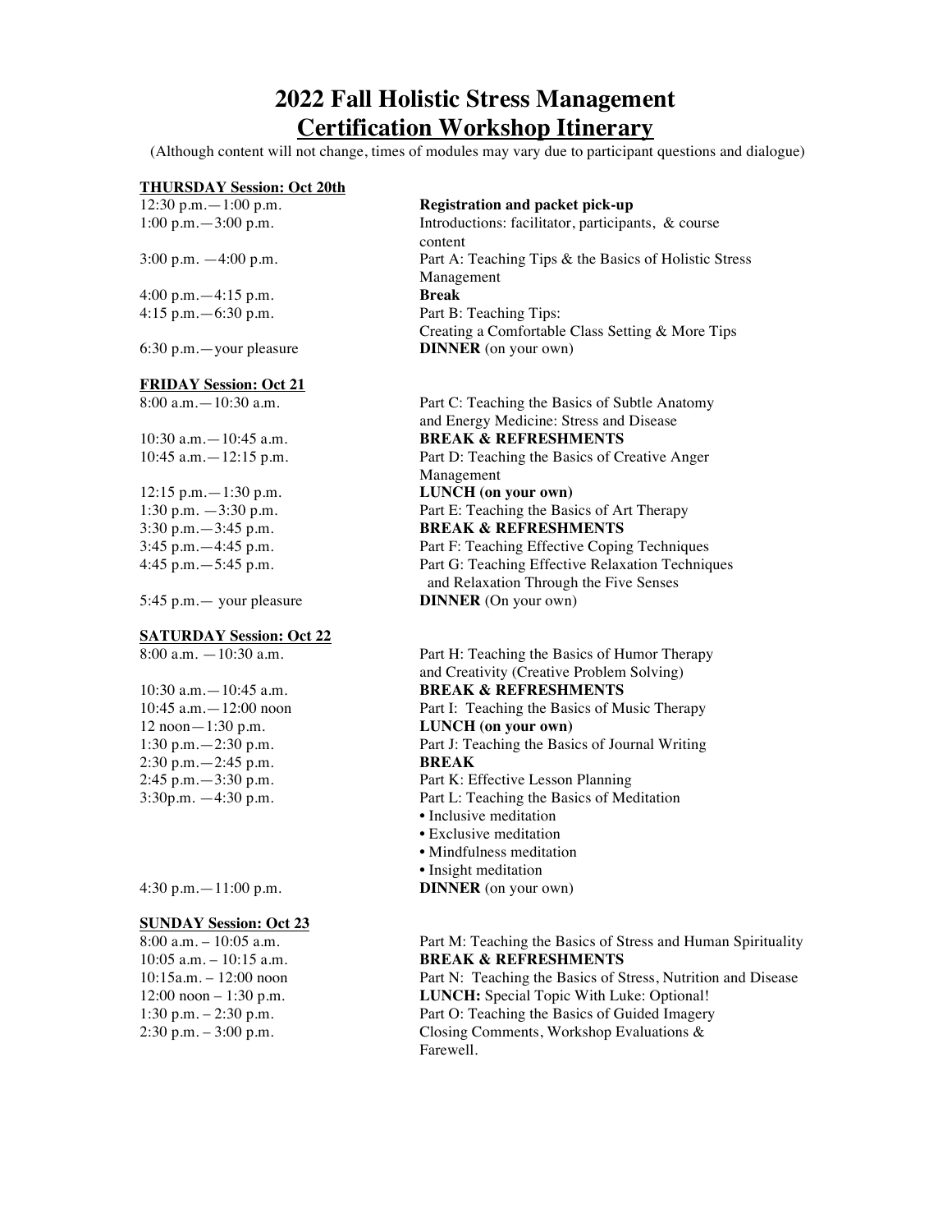# 2022 Fall Holistic Stress Management
## Certification Workshop Itinerary

(Although content will not change, times of modules may vary due to participant questions and dialogue)

**THURSDAY Session: Oct 20th**

| | |
|---|---|
| 12:30 p.m.—1:00 p.m. | **Registration and packet pick-up** |
| 1:00 p.m.—3:00 p.m. | Introductions: facilitator, participants, & course content |
| 3:00 p.m. —4:00 p.m. | Part A: Teaching Tips & the Basics of Holistic Stress Management |
| 4:00 p.m.—4:15 p.m. | **Break** |
| 4:15 p.m.—6:30 p.m. | Part B: Teaching Tips: Creating a Comfortable Class Setting & More Tips |
| 6:30 p.m.—your pleasure | **DINNER** (on your own) |

**FRIDAY Session: Oct 21**

| | |
|---|---|
| 8:00 a.m.—10:30 a.m. | Part C: Teaching the Basics of Subtle Anatomy and Energy Medicine: Stress and Disease |
| 10:30 a.m.—10:45 a.m. | **BREAK & REFRESHMENTS** |
| 10:45 a.m.—12:15 p.m. | Part D: Teaching the Basics of Creative Anger Management |
| 12:15 p.m.—1:30 p.m. | **LUNCH (on your own)** |
| 1:30 p.m. —3:30 p.m. | Part E: Teaching the Basics of Art Therapy |
| 3:30 p.m.—3:45 p.m. | **BREAK & REFRESHMENTS** |
| 3:45 p.m.—4:45 p.m. | Part F: Teaching Effective Coping Techniques |
| 4:45 p.m.—5:45 p.m. | Part G: Teaching Effective Relaxation Techniques and Relaxation Through the Five Senses |
| 5:45 p.m.— your pleasure | **DINNER** (On your own) |

**SATURDAY Session: Oct 22**

| | |
|---|---|
| 8:00 a.m. —10:30 a.m. | Part H: Teaching the Basics of Humor Therapy and Creativity (Creative Problem Solving) |
| 10:30 a.m.—10:45 a.m. | **BREAK & REFRESHMENTS** |
| 10:45 a.m.—12:00 noon | Part I: Teaching the Basics of Music Therapy |
| 12 noon—1:30 p.m. | **LUNCH (on your own)** |
| 1:30 p.m.—2:30 p.m. | Part J: Teaching the Basics of Journal Writing |
| 2:30 p.m.—2:45 p.m. | **BREAK** |
| 2:45 p.m.—3:30 p.m. | Part K: Effective Lesson Planning |
| 3:30p.m. —4:30 p.m. | Part L: Teaching the Basics of Meditation<br>• Inclusive meditation<br>• Exclusive meditation<br>• Mindfulness meditation<br>• Insight meditation |
| 4:30 p.m.—11:00 p.m. | **DINNER** (on your own) |

**SUNDAY Session: Oct 23**

| | |
|---|---|
| 8:00 a.m. – 10:05 a.m. | Part M: Teaching the Basics of Stress and Human Spirituality |
| 10:05 a.m. – 10:15 a.m. | **BREAK & REFRESHMENTS** |
| 10:15a.m. – 12:00 noon | Part N: Teaching the Basics of Stress, Nutrition and Disease |
| 12:00 noon – 1:30 p.m. | **LUNCH:** Special Topic With Luke: Optional! |
| 1:30 p.m. – 2:30 p.m. | Part O: Teaching the Basics of Guided Imagery |
| 2:30 p.m. – 3:00 p.m. | Closing Comments, Workshop Evaluations & Farewell. |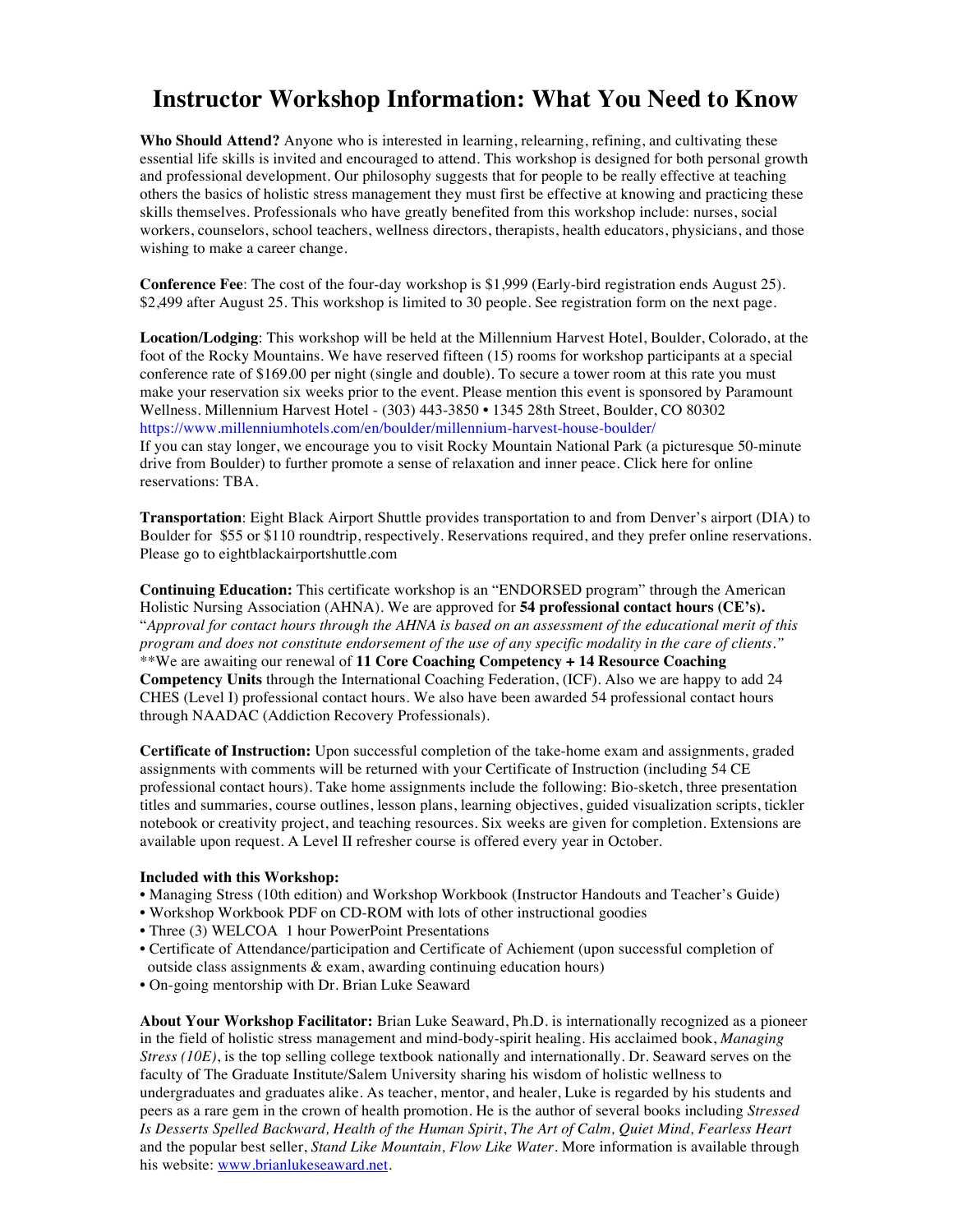# Instructor Workshop Information: What You Need to Know

**Who Should Attend?** Anyone who is interested in learning, relearning, refining, and cultivating these essential life skills is invited and encouraged to attend. This workshop is designed for both personal growth and professional development. Our philosophy suggests that for people to be really effective at teaching others the basics of holistic stress management they must first be effective at knowing and practicing these skills themselves. Professionals who have greatly benefited from this workshop include: nurses, social workers, counselors, school teachers, wellness directors, therapists, health educators, physicians, and those wishing to make a career change.

**Conference Fee**: The cost of the four-day workshop is $1,999 (Early-bird registration ends August 25). $2,499 after August 25. This workshop is limited to 30 people. See registration form on the next page.

**Location/Lodging**: This workshop will be held at the Millennium Harvest Hotel, Boulder, Colorado, at the foot of the Rocky Mountains. We have reserved fifteen (15) rooms for workshop participants at a special conference rate of $169.00 per night (single and double). To secure a tower room at this rate you must make your reservation six weeks prior to the event. Please mention this event is sponsored by Paramount Wellness. Millennium Harvest Hotel - (303) 443-3850 • 1345 28th Street, Boulder, CO 80302
https://www.millenniumhotels.com/en/boulder/millennium-harvest-house-boulder/
If you can stay longer, we encourage you to visit Rocky Mountain National Park (a picturesque 50-minute drive from Boulder) to further promote a sense of relaxation and inner peace. Click here for online reservations: TBA.

**Transportation**: Eight Black Airport Shuttle provides transportation to and from Denver's airport (DIA) to Boulder for $55 or $110 roundtrip, respectively. Reservations required, and they prefer online reservations. Please go to eightblackairportshuttle.com

**Continuing Education:** This certificate workshop is an "ENDORSED program" through the American Holistic Nursing Association (AHNA). We are approved for **54 professional contact hours (CE's).** "*Approval for contact hours through the AHNA is based on an assessment of the educational merit of this program and does not constitute endorsement of the use of any specific modality in the care of clients."*
**We are awaiting our renewal of **11 Core Coaching Competency + 14 Resource Coaching Competency Units** through the International Coaching Federation, (ICF). Also we are happy to add 24 CHES (Level I) professional contact hours. We also have been awarded 54 professional contact hours through NAADAC (Addiction Recovery Professionals).

**Certificate of Instruction:** Upon successful completion of the take-home exam and assignments, graded assignments with comments will be returned with your Certificate of Instruction (including 54 CE professional contact hours). Take home assignments include the following: Bio-sketch, three presentation titles and summaries, course outlines, lesson plans, learning objectives, guided visualization scripts, tickler notebook or creativity project, and teaching resources. Six weeks are given for completion. Extensions are available upon request. A Level II refresher course is offered every year in October.

**Included with this Workshop:**

- Managing Stress (10th edition) and Workshop Workbook (Instructor Handouts and Teacher's Guide)
- Workshop Workbook PDF on CD-ROM with lots of other instructional goodies
- Three (3) WELCOA 1 hour PowerPoint Presentations
- Certificate of Attendance/participation and Certificate of Achiement (upon successful completion of outside class assignments & exam, awarding continuing education hours)
- On-going mentorship with Dr. Brian Luke Seaward

**About Your Workshop Facilitator:** Brian Luke Seaward, Ph.D. is internationally recognized as a pioneer in the field of holistic stress management and mind-body-spirit healing. His acclaimed book, *Managing Stress (10E)*, is the top selling college textbook nationally and internationally. Dr. Seaward serves on the faculty of The Graduate Institute/Salem University sharing his wisdom of holistic wellness to undergraduates and graduates alike. As teacher, mentor, and healer, Luke is regarded by his students and peers as a rare gem in the crown of health promotion. He is the author of several books including *Stressed Is Desserts Spelled Backward, Health of the Human Spirit*, *The Art of Calm, Quiet Mind, Fearless Heart* and the popular best seller, *Stand Like Mountain, Flow Like Water*. More information is available through his website: www.brianlukeseaward.net.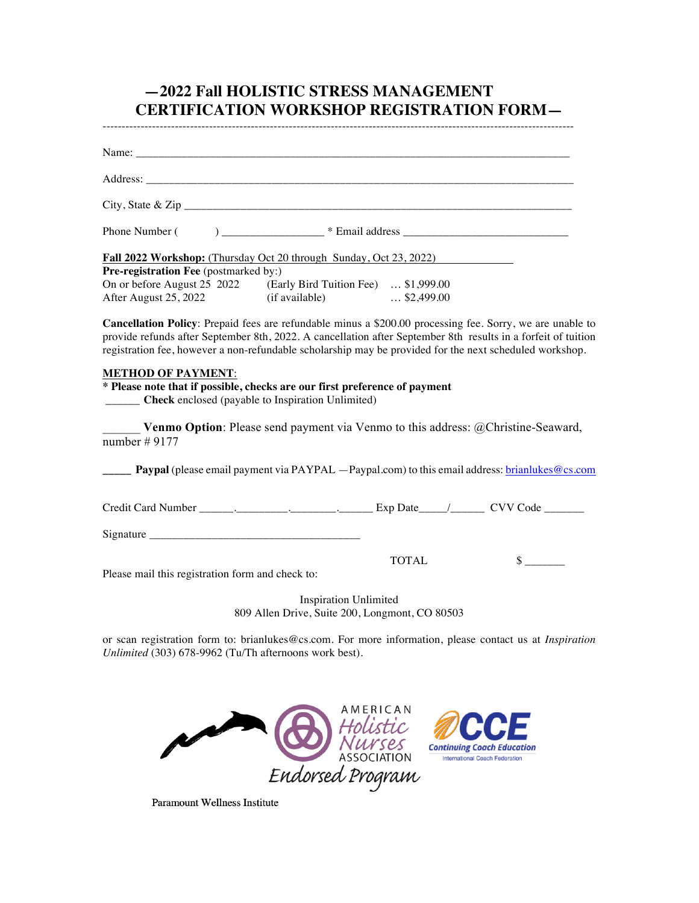# —2022 Fall HOLISTIC STRESS MANAGEMENT CERTIFICATION WORKSHOP REGISTRATION FORM—

---

Name: ______________________________________________________________________________

Address: ____________________________________________________________________________

City, State & Zip ____________________________________________________________________

Phone Number (         ) __________________ * Email address ______________________________

**Fall 2022 Workshop:** (Thursday Oct 20 through Sunday, Oct 23, 2022)

**Pre-registration Fee** (postmarked by:)

| | | |
|---|---|---|
| On or before August 25 2022 | (Early Bird Tuition Fee) | … $1,999.00 |
| After August 25, 2022 | (if available) | … $2,499.00 |

**Cancellation Policy**: Prepaid fees are refundable minus a $200.00 processing fee. Sorry, we are unable to provide refunds after September 8th, 2022. A cancellation after September 8th results in a forfeit of tuition registration fee, however a non-refundable scholarship may be provided for the next scheduled workshop.

**METHOD OF PAYMENT**:

**\* Please note that if possible, checks are our first preference of payment**

______ **Check** enclosed (payable to Inspiration Unlimited)

______ **Venmo Option**: Please send payment via Venmo to this address: @Christine-Seaward, number # 9177

_____ **Paypal** (please email payment via PAYPAL —Paypal.com) to this email address: brianlukes@cs.com

Credit Card Number ______._________.________.______ Exp Date_____/______ CVV Code _______

Signature ______________________________________

TOTAL $ _______

Please mail this registration form and check to:

Inspiration Unlimited
809 Allen Drive, Suite 200, Longmont, CO 80503

or scan registration form to: brianlukes@cs.com. For more information, please contact us at *Inspiration Unlimited* (303) 678-9962 (Tu/Th afternoons work best).

AMERICAN Holistic Nurses ASSOCIATION Endorsed Program

CCE Continuing Coach Education International Coach Federation

Paramount Wellness Institute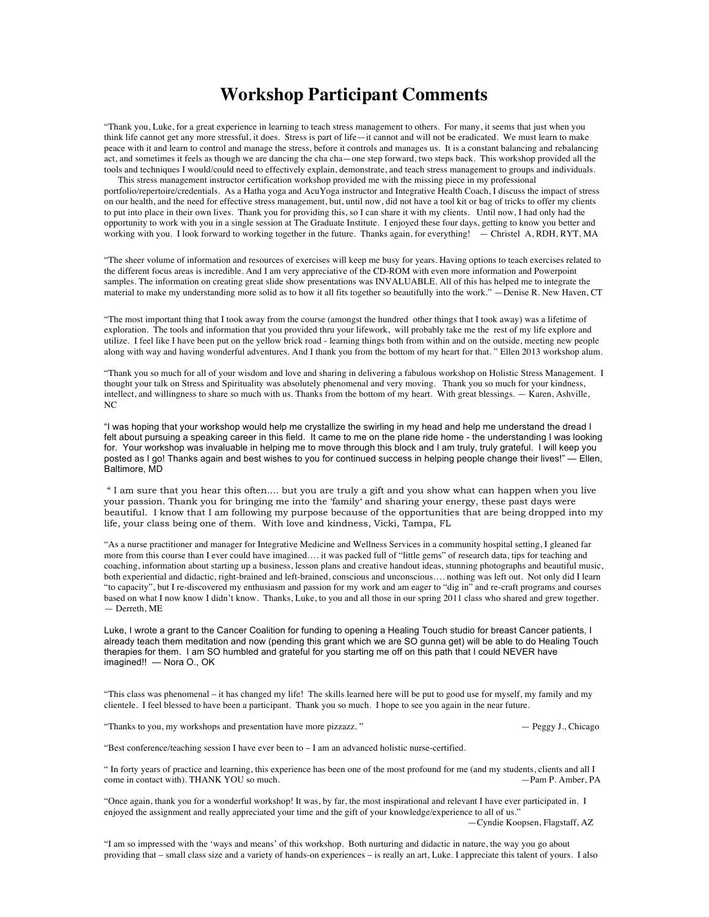# Workshop Participant Comments

"Thank you, Luke, for a great experience in learning to teach stress management to others. For many, it seems that just when you think life cannot get any more stressful, it does. Stress is part of life—it cannot and will not be eradicated. We must learn to make peace with it and learn to control and manage the stress, before it controls and manages us. It is a constant balancing and rebalancing act, and sometimes it feels as though we are dancing the cha cha—one step forward, two steps back. This workshop provided all the tools and techniques I would/could need to effectively explain, demonstrate, and teach stress management to groups and individuals.

This stress management instructor certification workshop provided me with the missing piece in my professional portfolio/repertoire/credentials. As a Hatha yoga and AcuYoga instructor and Integrative Health Coach, I discuss the impact of stress on our health, and the need for effective stress management, but, until now, did not have a tool kit or bag of tricks to offer my clients to put into place in their own lives. Thank you for providing this, so I can share it with my clients. Until now, I had only had the opportunity to work with you in a single session at The Graduate Institute. I enjoyed these four days, getting to know you better and working with you. I look forward to working together in the future. Thanks again, for everything! — Christel A, RDH, RYT, MA

"The sheer volume of information and resources of exercises will keep me busy for years. Having options to teach exercises related to the different focus areas is incredible. And I am very appreciative of the CD-ROM with even more information and Powerpoint samples. The information on creating great slide show presentations was INVALUABLE. All of this has helped me to integrate the material to make my understanding more solid as to how it all fits together so beautifully into the work." —Denise R. New Haven, CT

"The most important thing that I took away from the course (amongst the hundred other things that I took away) was a lifetime of exploration. The tools and information that you provided thru your lifework, will probably take me the rest of my life explore and utilize. I feel like I have been put on the yellow brick road - learning things both from within and on the outside, meeting new people along with way and having wonderful adventures. And I thank you from the bottom of my heart for that. " Ellen 2013 workshop alum.

"Thank you so much for all of your wisdom and love and sharing in delivering a fabulous workshop on Holistic Stress Management. I thought your talk on Stress and Spirituality was absolutely phenomenal and very moving. Thank you so much for your kindness, intellect, and willingness to share so much with us. Thanks from the bottom of my heart. With great blessings. — Karen, Ashville, NC

"I was hoping that your workshop would help me crystallize the swirling in my head and help me understand the dread I felt about pursuing a speaking career in this field. It came to me on the plane ride home - the understanding I was looking for. Your workshop was invaluable in helping me to move through this block and I am truly, truly grateful. I will keep you posted as I go! Thanks again and best wishes to you for continued success in helping people change their lives!" — Ellen, Baltimore, MD

" I am sure that you hear this often.... but you are truly a gift and you show what can happen when you live your passion. Thank you for bringing me into the 'family' and sharing your energy, these past days were beautiful. I know that I am following my purpose because of the opportunities that are being dropped into my life, your class being one of them. With love and kindness, Vicki, Tampa, FL

"As a nurse practitioner and manager for Integrative Medicine and Wellness Services in a community hospital setting, I gleaned far more from this course than I ever could have imagined…. it was packed full of "little gems" of research data, tips for teaching and coaching, information about starting up a business, lesson plans and creative handout ideas, stunning photographs and beautiful music, both experiential and didactic, right-brained and left-brained, conscious and unconscious…. nothing was left out. Not only did I learn "to capacity", but I re-discovered my enthusiasm and passion for my work and am eager to "dig in" and re-craft programs and courses based on what I now know I didn't know. Thanks, Luke, to you and all those in our spring 2011 class who shared and grew together. — Derreth, ME

Luke, I wrote a grant to the Cancer Coalition for funding to opening a Healing Touch studio for breast Cancer patients, I already teach them meditation and now (pending this grant which we are SO gunna get) will be able to do Healing Touch therapies for them. I am SO humbled and grateful for you starting me off on this path that I could NEVER have imagined!! — Nora O., OK

"This class was phenomenal – it has changed my life! The skills learned here will be put to good use for myself, my family and my clientele. I feel blessed to have been a participant. Thank you so much. I hope to see you again in the near future.

"Thanks to you, my workshops and presentation have more pizzazz. " — Peggy J., Chicago

"Best conference/teaching session I have ever been to – I am an advanced holistic nurse-certified.

" In forty years of practice and learning, this experience has been one of the most profound for me (and my students, clients and all I come in contact with). THANK YOU so much. —Pam P. Amber, PA

"Once again, thank you for a wonderful workshop! It was, by far, the most inspirational and relevant I have ever participated in. I enjoyed the assignment and really appreciated your time and the gift of your knowledge/experience to all of us." —Cyndie Koopsen, Flagstaff, AZ

"I am so impressed with the 'ways and means' of this workshop. Both nurturing and didactic in nature, the way you go about providing that – small class size and a variety of hands-on experiences – is really an art, Luke. I appreciate this talent of yours. I also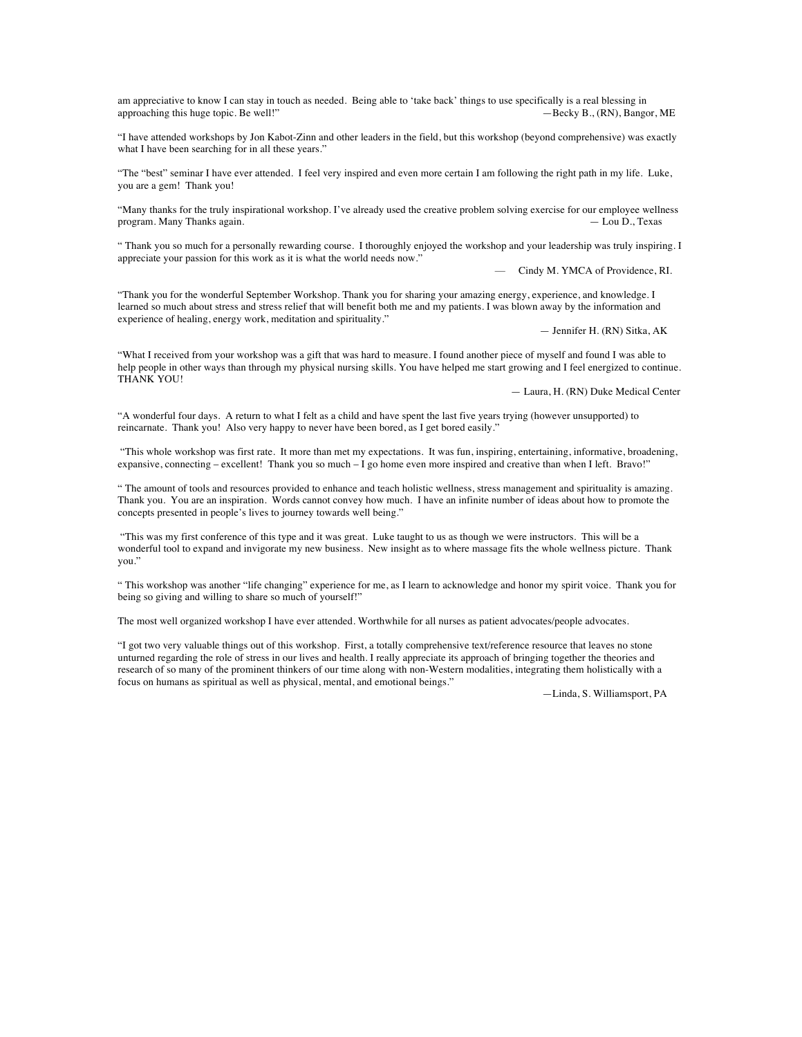am appreciative to know I can stay in touch as needed. Being able to 'take back' things to use specifically is a real blessing in approaching this huge topic. Be well!" —Becky B., (RN), Bangor, ME

"I have attended workshops by Jon Kabot-Zinn and other leaders in the field, but this workshop (beyond comprehensive) was exactly what I have been searching for in all these years."

"The "best" seminar I have ever attended. I feel very inspired and even more certain I am following the right path in my life. Luke, you are a gem! Thank you!

"Many thanks for the truly inspirational workshop. I've already used the creative problem solving exercise for our employee wellness program. Many Thanks again. — Lou D., Texas

" Thank you so much for a personally rewarding course. I thoroughly enjoyed the workshop and your leadership was truly inspiring. I appreciate your passion for this work as it is what the world needs now."

— Cindy M. YMCA of Providence, RI.

"Thank you for the wonderful September Workshop. Thank you for sharing your amazing energy, experience, and knowledge. I learned so much about stress and stress relief that will benefit both me and my patients. I was blown away by the information and experience of healing, energy work, meditation and spirituality."

— Jennifer H. (RN) Sitka, AK

"What I received from your workshop was a gift that was hard to measure. I found another piece of myself and found I was able to help people in other ways than through my physical nursing skills. You have helped me start growing and I feel energized to continue. THANK YOU!

— Laura, H. (RN) Duke Medical Center

"A wonderful four days. A return to what I felt as a child and have spent the last five years trying (however unsupported) to reincarnate. Thank you! Also very happy to never have been bored, as I get bored easily."

"This whole workshop was first rate. It more than met my expectations. It was fun, inspiring, entertaining, informative, broadening, expansive, connecting – excellent! Thank you so much – I go home even more inspired and creative than when I left. Bravo!"

" The amount of tools and resources provided to enhance and teach holistic wellness, stress management and spirituality is amazing. Thank you. You are an inspiration. Words cannot convey how much. I have an infinite number of ideas about how to promote the concepts presented in people's lives to journey towards well being."

"This was my first conference of this type and it was great. Luke taught to us as though we were instructors. This will be a wonderful tool to expand and invigorate my new business. New insight as to where massage fits the whole wellness picture. Thank you."

" This workshop was another "life changing" experience for me, as I learn to acknowledge and honor my spirit voice. Thank you for being so giving and willing to share so much of yourself!"

The most well organized workshop I have ever attended. Worthwhile for all nurses as patient advocates/people advocates.

"I got two very valuable things out of this workshop. First, a totally comprehensive text/reference resource that leaves no stone unturned regarding the role of stress in our lives and health. I really appreciate its approach of bringing together the theories and research of so many of the prominent thinkers of our time along with non-Western modalities, integrating them holistically with a focus on humans as spiritual as well as physical, mental, and emotional beings."

—Linda, S. Williamsport, PA